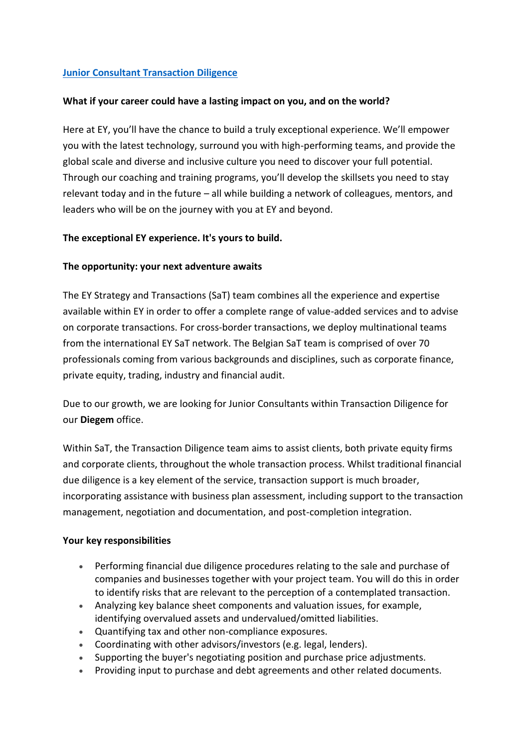**[Junior Consultant Transaction Diligence]()**

**What if your career could have a lasting impact on you, and on the world?**

Here at EY, you'll have the chance to build a truly exceptional experience. We'll empower you with the latest technology, surround you with high-performing teams, and provide the global scale and diverse and inclusive culture you need to discover your full potential. Through our coaching and training programs, you'll develop the skillsets you need to stay relevant today and in the future – all while building a network of colleagues, mentors, and leaders who will be on the journey with you at EY and beyond.

**The exceptional EY experience. It's yours to build.**

**The opportunity: your next adventure awaits**

The EY Strategy and Transactions (SaT) team combines all the experience and expertise available within EY in order to offer a complete range of value-added services and to advise on corporate transactions. For cross-border transactions, we deploy multinational teams from the international EY SaT network. The Belgian SaT team is comprised of over 70 professionals coming from various backgrounds and disciplines, such as corporate finance, private equity, trading, industry and financial audit.

Due to our growth, we are looking for Junior Consultants within Transaction Diligence for our **Diegem** office.

Within SaT, the Transaction Diligence team aims to assist clients, both private equity firms and corporate clients, throughout the whole transaction process. Whilst traditional financial due diligence is a key element of the service, transaction support is much broader, incorporating assistance with business plan assessment, including support to the transaction management, negotiation and documentation, and post-completion integration.

**Your key responsibilities**

- Performing financial due diligence procedures relating to the sale and purchase of companies and businesses together with your project team. You will do this in order to identify risks that are relevant to the perception of a contemplated transaction.
- Analyzing key balance sheet components and valuation issues, for example, identifying overvalued assets and undervalued/omitted liabilities.
- Quantifying tax and other non-compliance exposures.
- Coordinating with other advisors/investors (e.g. legal, lenders).
- Supporting the buyer's negotiating position and purchase price adjustments.
- Providing input to purchase and debt agreements and other related documents.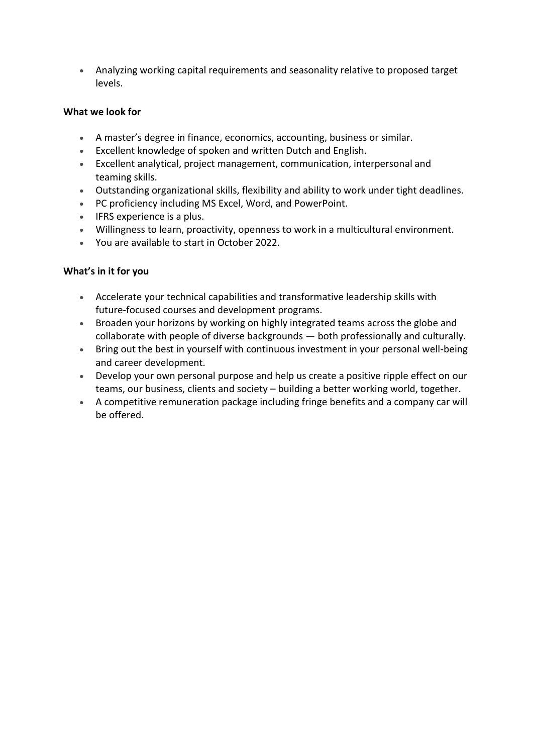- Analyzing working capital requirements and seasonality relative to proposed target levels.

**What we look for**

- A master's degree in finance, economics, accounting, business or similar.
- Excellent knowledge of spoken and written Dutch and English.
- Excellent analytical, project management, communication, interpersonal and teaming skills.
- Outstanding organizational skills, flexibility and ability to work under tight deadlines.
- PC proficiency including MS Excel, Word, and PowerPoint.
- IFRS experience is a plus.
- Willingness to learn, proactivity, openness to work in a multicultural environment.
- You are available to start in October 2022.

**What's in it for you**

- Accelerate your technical capabilities and transformative leadership skills with future-focused courses and development programs.
- Broaden your horizons by working on highly integrated teams across the globe and collaborate with people of diverse backgrounds — both professionally and culturally.
- Bring out the best in yourself with continuous investment in your personal well-being and career development.
- Develop your own personal purpose and help us create a positive ripple effect on our teams, our business, clients and society – building a better working world, together.
- A competitive remuneration package including fringe benefits and a company car will be offered.